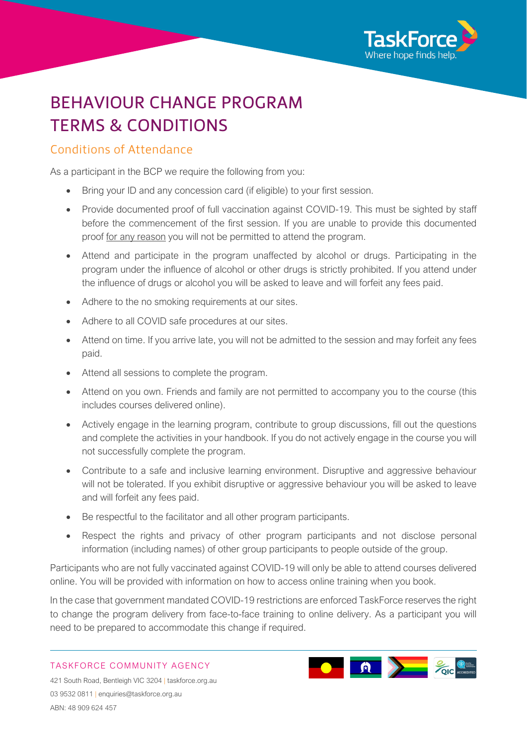# BEHAVIOUR CHANGE PROGRAM TERMS & CONDITIONS

## Conditions of Attendance

As a participant in the BCP we require the following from you:

- Bring your ID and any concession card (if eligible) to your first session.
- Provide documented proof of full vaccination against COVID-19. This must be sighted by staff before the commencement of the first session. If you are unable to provide this documented proof for any reason you will not be permitted to attend the program.
- Attend and participate in the program unaffected by alcohol or drugs. Participating in the program under the influence of alcohol or other drugs is strictly prohibited. If you attend under the influence of drugs or alcohol you will be asked to leave and will forfeit any fees paid.
- Adhere to the no smoking requirements at our sites.
- Adhere to all COVID safe procedures at our sites.
- Attend on time. If you arrive late, you will not be admitted to the session and may forfeit any fees paid.
- Attend all sessions to complete the program.
- Attend on you own. Friends and family are not permitted to accompany you to the course (this includes courses delivered online).
- Actively engage in the learning program, contribute to group discussions, fill out the questions and complete the activities in your handbook. If you do not actively engage in the course you will not successfully complete the program.
- Contribute to a safe and inclusive learning environment. Disruptive and aggressive behaviour will not be tolerated. If you exhibit disruptive or aggressive behaviour you will be asked to leave and will forfeit any fees paid.
- Be respectful to the facilitator and all other program participants.
- Respect the rights and privacy of other program participants and not disclose personal information (including names) of other group participants to people outside of the group.

Participants who are not fully vaccinated against COVID-19 will only be able to attend courses delivered online. You will be provided with information on how to access online training when you book.

In the case that government mandated COVID-19 restrictions are enforced TaskForce reserves the right to change the program delivery from face-to-face training to online delivery. As a participant you will need to be prepared to accommodate this change if required.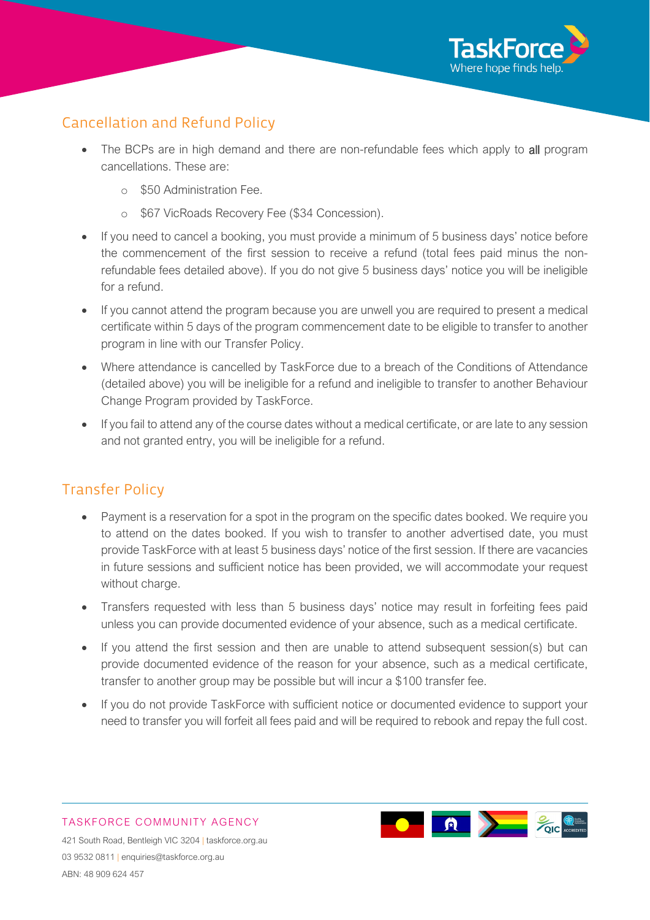## Cancellation and Refund Policy

- The BCPs are in high demand and there are non-refundable fees which apply to **all** program cancellations. These are:
  - $50 Administration Fee.
  - $67 VicRoads Recovery Fee ($34 Concession).
- If you need to cancel a booking, you must provide a minimum of 5 business days' notice before the commencement of the first session to receive a refund (total fees paid minus the non-refundable fees detailed above). If you do not give 5 business days' notice you will be ineligible for a refund.
- If you cannot attend the program because you are unwell you are required to present a medical certificate within 5 days of the program commencement date to be eligible to transfer to another program in line with our Transfer Policy.
- Where attendance is cancelled by TaskForce due to a breach of the Conditions of Attendance (detailed above) you will be ineligible for a refund and ineligible to transfer to another Behaviour Change Program provided by TaskForce.
- If you fail to attend any of the course dates without a medical certificate, or are late to any session and not granted entry, you will be ineligible for a refund.

## Transfer Policy

- Payment is a reservation for a spot in the program on the specific dates booked. We require you to attend on the dates booked. If you wish to transfer to another advertised date, you must provide TaskForce with at least 5 business days' notice of the first session. If there are vacancies in future sessions and sufficient notice has been provided, we will accommodate your request without charge.
- Transfers requested with less than 5 business days' notice may result in forfeiting fees paid unless you can provide documented evidence of your absence, such as a medical certificate.
- If you attend the first session and then are unable to attend subsequent session(s) but can provide documented evidence of the reason for your absence, such as a medical certificate, transfer to another group may be possible but will incur a $100 transfer fee.
- If you do not provide TaskForce with sufficient notice or documented evidence to support your need to transfer you will forfeit all fees paid and will be required to rebook and repay the full cost.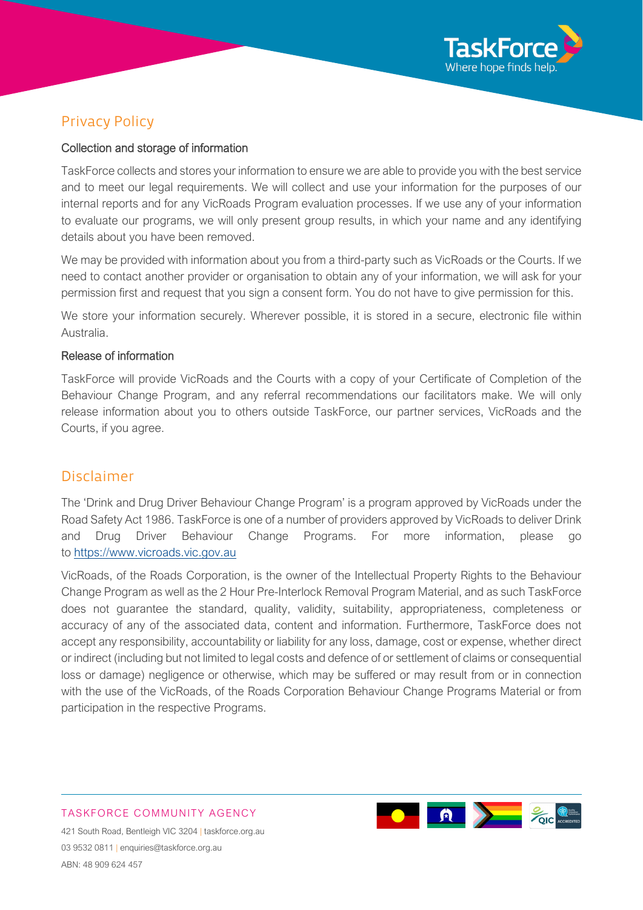## Privacy Policy

### Collection and storage of information

TaskForce collects and stores your information to ensure we are able to provide you with the best service and to meet our legal requirements. We will collect and use your information for the purposes of our internal reports and for any VicRoads Program evaluation processes. If we use any of your information to evaluate our programs, we will only present group results, in which your name and any identifying details about you have been removed.

We may be provided with information about you from a third-party such as VicRoads or the Courts. If we need to contact another provider or organisation to obtain any of your information, we will ask for your permission first and request that you sign a consent form. You do not have to give permission for this.

We store your information securely. Wherever possible, it is stored in a secure, electronic file within Australia.

### Release of information

TaskForce will provide VicRoads and the Courts with a copy of your Certificate of Completion of the Behaviour Change Program, and any referral recommendations our facilitators make. We will only release information about you to others outside TaskForce, our partner services, VicRoads and the Courts, if you agree.

## Disclaimer

The 'Drink and Drug Driver Behaviour Change Program' is a program approved by VicRoads under the Road Safety Act 1986. TaskForce is one of a number of providers approved by VicRoads to deliver Drink and Drug Driver Behaviour Change Programs. For more information, please go to [https://www.vicroads.vic.gov.au](https://www.vicroads.vic.gov.au)

VicRoads, of the Roads Corporation, is the owner of the Intellectual Property Rights to the Behaviour Change Program as well as the 2 Hour Pre-Interlock Removal Program Material, and as such TaskForce does not guarantee the standard, quality, validity, suitability, appropriateness, completeness or accuracy of any of the associated data, content and information. Furthermore, TaskForce does not accept any responsibility, accountability or liability for any loss, damage, cost or expense, whether direct or indirect (including but not limited to legal costs and defence of or settlement of claims or consequential loss or damage) negligence or otherwise, which may be suffered or may result from or in connection with the use of the VicRoads, of the Roads Corporation Behaviour Change Programs Material or from participation in the respective Programs.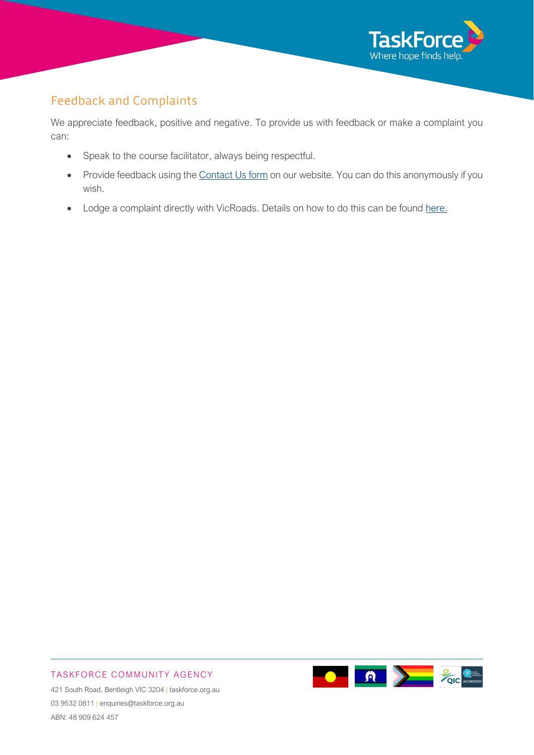## Feedback and Complaints

We appreciate feedback, positive and negative. To provide us with feedback or make a complaint you can:

- Speak to the course facilitator, always being respectful.
- Provide feedback using the Contact Us form on our website. You can do this anonymously if you wish.
- Lodge a complaint directly with VicRoads. Details on how to do this can be found here.